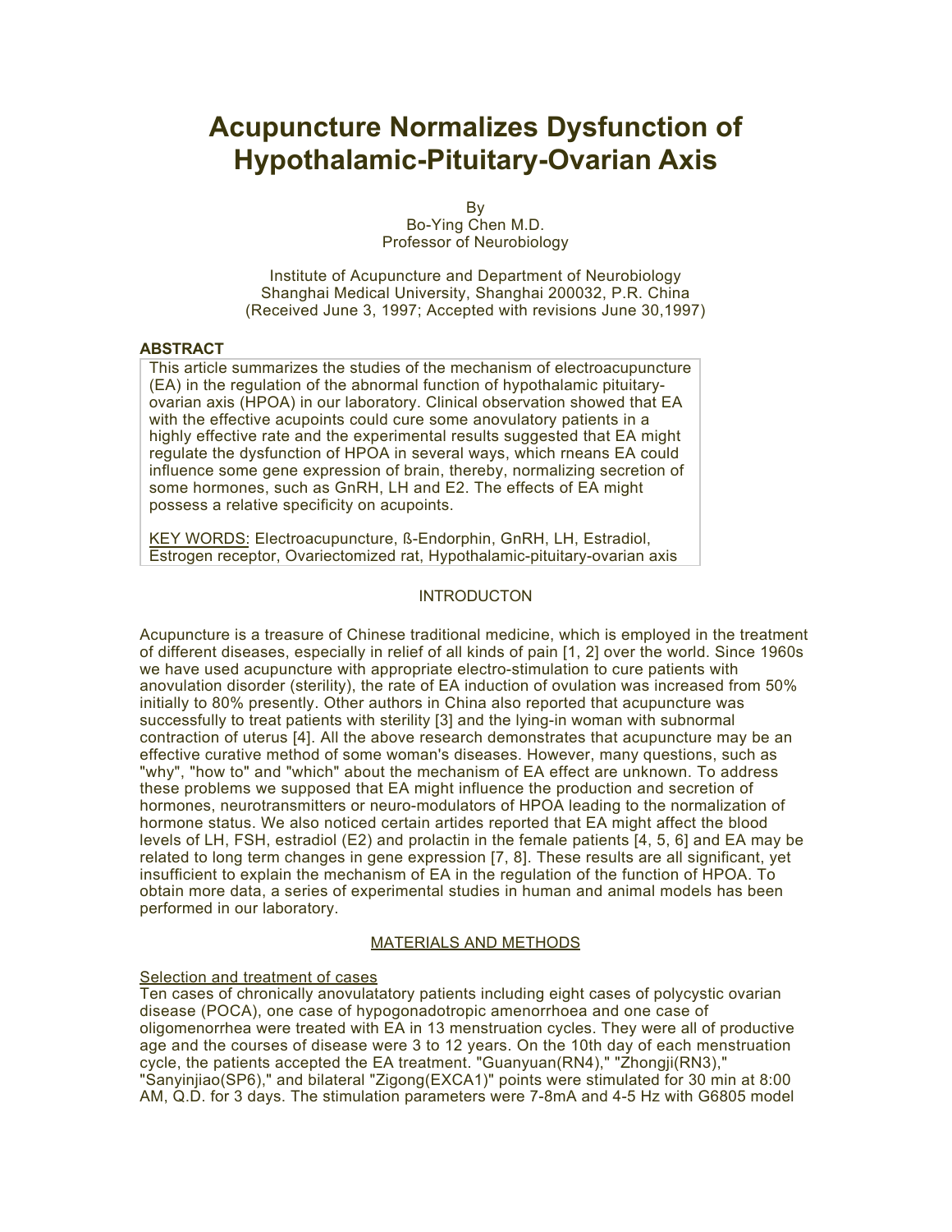# Acupuncture Normalizes Dysfunction of Hypothalamic-Pituitary-Ovarian Axis

By
Bo-Ying Chen M.D.
Professor of Neurobiology

Institute of Acupuncture and Department of Neurobiology
Shanghai Medical University, Shanghai 200032, P.R. China
(Received June 3, 1997; Accepted with revisions June 30,1997)

**ABSTRACT**

This article summarizes the studies of the mechanism of electroacupuncture (EA) in the regulation of the abnormal function of hypothalamic pituitary-ovarian axis (HPOA) in our laboratory. Clinical observation showed that EA with the effective acupoints could cure some anovulatory patients in a highly effective rate and the experimental results suggested that EA might regulate the dysfunction of HPOA in several ways, which rneans EA could influence some gene expression of brain, thereby, normalizing secretion of some hormones, such as GnRH, LH and E2. The effects of EA might possess a relative specificity on acupoints.

KEY WORDS: Electroacupuncture, ß-Endorphin, GnRH, LH, Estradiol, Estrogen receptor, Ovariectomized rat, Hypothalamic-pituitary-ovarian axis

## INTRODUCTON

Acupuncture is a treasure of Chinese traditional medicine, which is employed in the treatment of different diseases, especially in relief of all kinds of pain [1, 2] over the world. Since 1960s we have used acupuncture with appropriate electro-stimulation to cure patients with anovulation disorder (sterility), the rate of EA induction of ovulation was increased from 50% initially to 80% presently. Other authors in China also reported that acupuncture was successfully to treat patients with sterility [3] and the lying-in woman with subnormal contraction of uterus [4]. All the above research demonstrates that acupuncture may be an effective curative method of some woman's diseases. However, many questions, such as "why", "how to" and "which" about the mechanism of EA effect are unknown. To address these problems we supposed that EA might influence the production and secretion of hormones, neurotransmitters or neuro-modulators of HPOA leading to the normalization of hormone status. We also noticed certain artides reported that EA might affect the blood levels of LH, FSH, estradiol (E2) and prolactin in the female patients [4, 5, 6] and EA may be related to long term changes in gene expression [7, 8]. These results are all significant, yet insufficient to explain the mechanism of EA in the regulation of the function of HPOA. To obtain more data, a series of experimental studies in human and animal models has been performed in our laboratory.

## MATERIALS AND METHODS

### Selection and treatment of cases

Ten cases of chronically anovulatatory patients including eight cases of polycystic ovarian disease (POCA), one case of hypogonadotropic amenorrhoea and one case of oligomenorrhea were treated with EA in 13 menstruation cycles. They were all of productive age and the courses of disease were 3 to 12 years. On the 10th day of each menstruation cycle, the patients accepted the EA treatment. "Guanyuan(RN4)," "Zhongji(RN3)," "Sanyinjiao(SP6)," and bilateral "Zigong(EXCA1)" points were stimulated for 30 min at 8:00 AM, Q.D. for 3 days. The stimulation parameters were 7-8mA and 4-5 Hz with G6805 model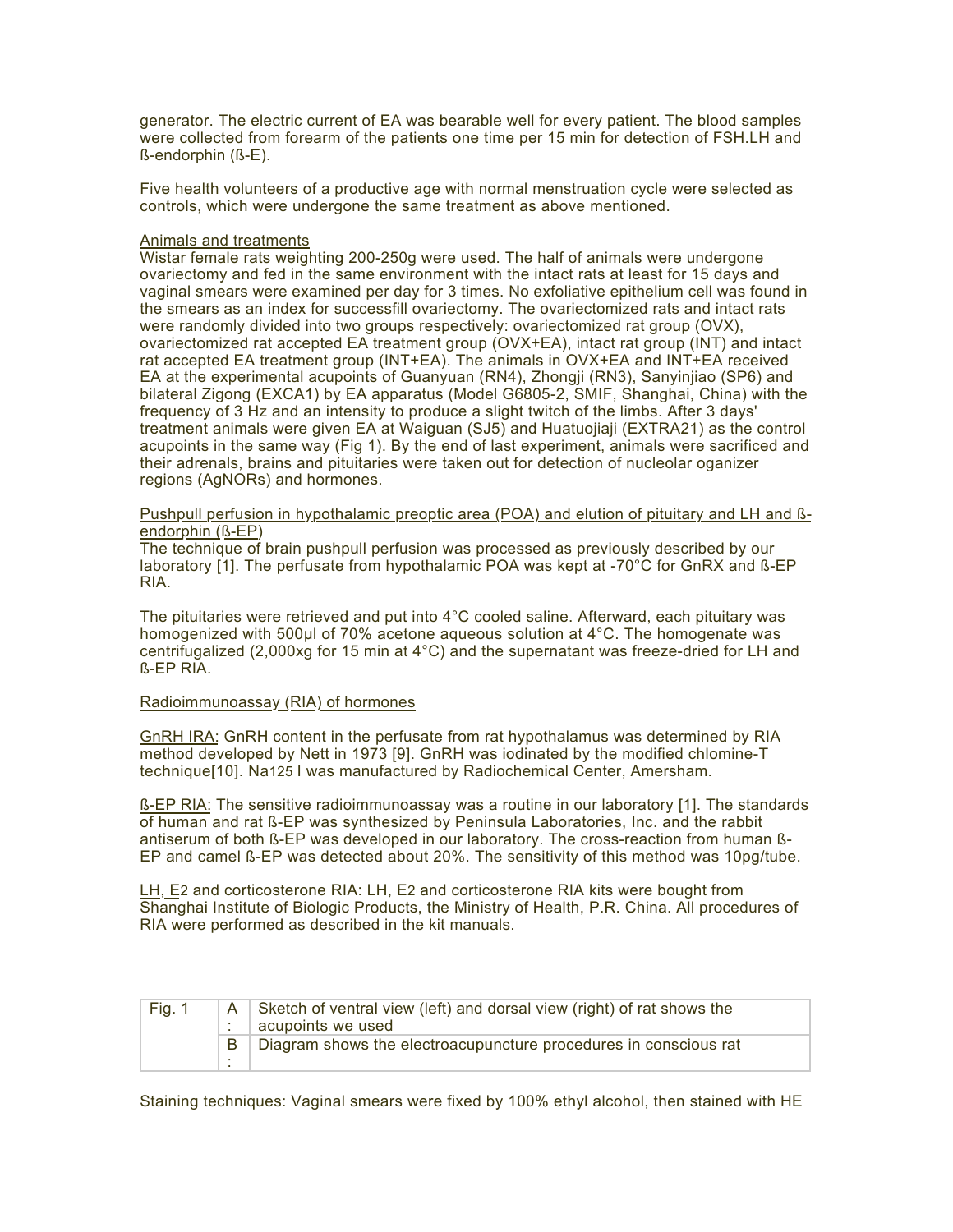generator. The electric current of EA was bearable well for every patient. The blood samples were collected from forearm of the patients one time per 15 min for detection of FSH.LH and ß-endorphin (ß-E).

Five health volunteers of a productive age with normal menstruation cycle were selected as controls, which were undergone the same treatment as above mentioned.

Animals and treatments

Wistar female rats weighting 200-250g were used. The half of animals were undergone ovariectomy and fed in the same environment with the intact rats at least for 15 days and vaginal smears were examined per day for 3 times. No exfoliative epithelium cell was found in the smears as an index for successfill ovariectomy. The ovariectomized rats and intact rats were randomly divided into two groups respectively: ovariectomized rat group (OVX), ovariectomized rat accepted EA treatment group (OVX+EA), intact rat group (INT) and intact rat accepted EA treatment group (INT+EA). The animals in OVX+EA and INT+EA received EA at the experimental acupoints of Guanyuan (RN4), Zhongji (RN3), Sanyinjiao (SP6) and bilateral Zigong (EXCA1) by EA apparatus (Model G6805-2, SMIF, Shanghai, China) with the frequency of 3 Hz and an intensity to produce a slight twitch of the limbs. After 3 days' treatment animals were given EA at Waiguan (SJ5) and Huatuojiaji (EXTRA21) as the control acupoints in the same way (Fig 1). By the end of last experiment, animals were sacrificed and their adrenals, brains and pituitaries were taken out for detection of nucleolar oganizer regions (AgNORs) and hormones.

Pushpull perfusion in hypothalamic preoptic area (POA) and elution of pituitary and LH and ß-endorphin (ß-EP)

The technique of brain pushpull perfusion was processed as previously described by our laboratory [1]. The perfusate from hypothalamic POA was kept at -70°C for GnRX and ß-EP RIA.

The pituitaries were retrieved and put into 4°C cooled saline. Afterward, each pituitary was homogenized with 500µl of 70% acetone aqueous solution at 4°C. The homogenate was centrifugalized (2,000xg for 15 min at 4°C) and the supernatant was freeze-dried for LH and ß-EP RIA.

Radioimmunoassay (RIA) of hormones

GnRH IRA: GnRH content in the perfusate from rat hypothalamus was determined by RIA method developed by Nett in 1973 [9]. GnRH was iodinated by the modified chlomine-T technique[10]. $Na^{125}I$ was manufactured by Radiochemical Center, Amersham.

ß-EP RIA: The sensitive radioimmunoassay was a routine in our laboratory [1]. The standards of human and rat ß-EP was synthesized by Peninsula Laboratories, Inc. and the rabbit antiserum of both ß-EP was developed in our laboratory. The cross-reaction from human ß-EP and camel ß-EP was detected about 20%. The sensitivity of this method was 10pg/tube.

LH, $E_2$ and corticosterone RIA: LH, $E_2$ and corticosterone RIA kits were bought from Shanghai Institute of Biologic Products, the Ministry of Health, P.R. China. All procedures of RIA were performed as described in the kit manuals.

| Fig. 1 | A: | Sketch of ventral view (left) and dorsal view (right) of rat shows the acupoints we used |
|---|---|---|
| | B: | Diagram shows the electroacupuncture procedures in conscious rat |

Staining techniques: Vaginal smears were fixed by 100% ethyl alcohol, then stained with HE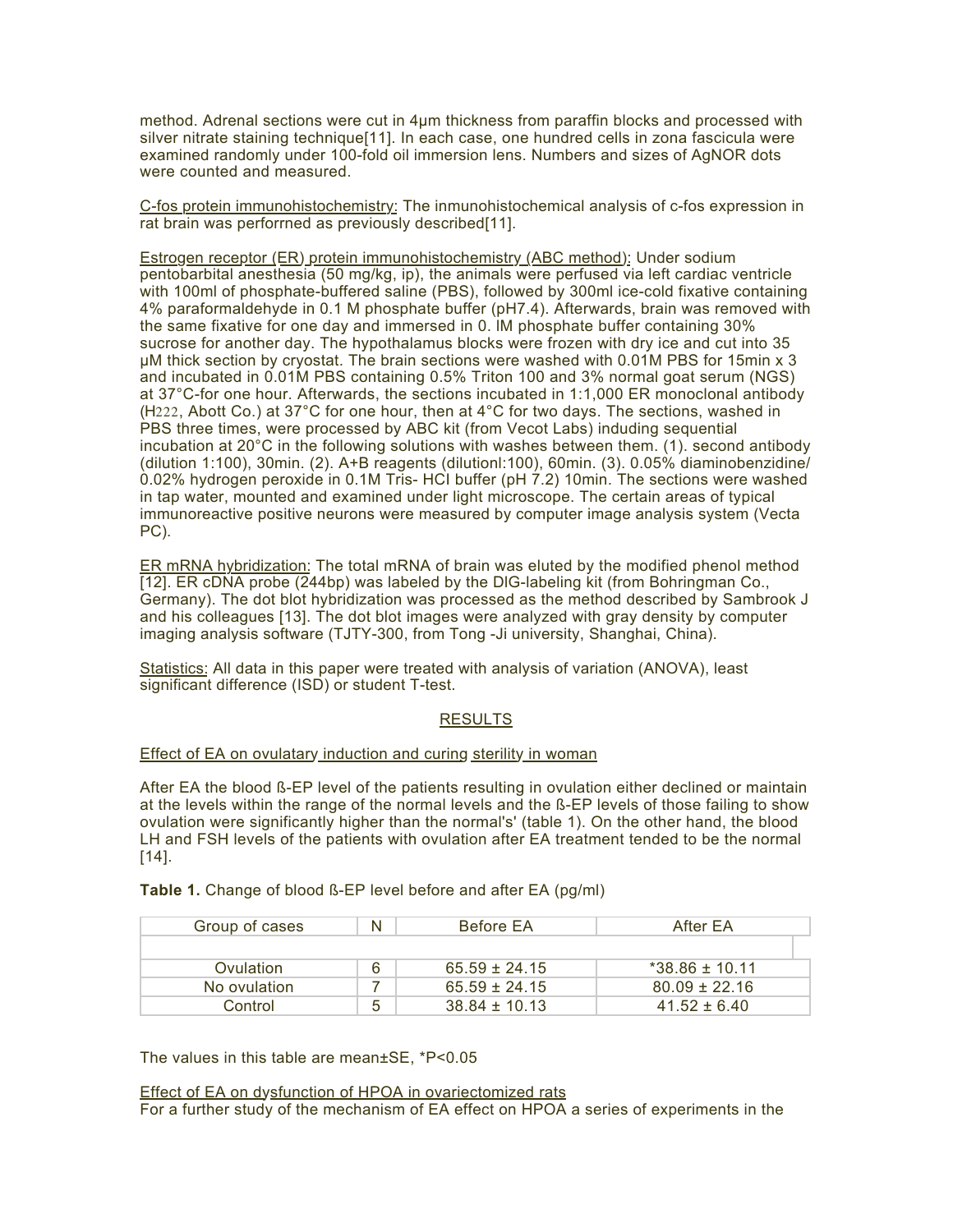method. Adrenal sections were cut in 4μm thickness from paraffin blocks and processed with silver nitrate staining technique[11]. In each case, one hundred cells in zona fascicula were examined randomly under 100-fold oil immersion lens. Numbers and sizes of AgNOR dots were counted and measured.

C-fos protein immunohistochemistry: The inmunohistochemical analysis of c-fos expression in rat brain was perforrned as previously described[11].

Estrogen receptor (ER) protein immunohistochemistry (ABC method): Under sodium pentobarbital anesthesia (50 mg/kg, ip), the animals were perfused via left cardiac ventricle with 100ml of phosphate-buffered saline (PBS), followed by 300ml ice-cold fixative containing 4% paraformaldehyde in 0.1 M phosphate buffer (pH7.4). Afterwards, brain was removed with the same fixative for one day and immersed in 0. IM phosphate buffer containing 30% sucrose for another day. The hypothalamus blocks were frozen with dry ice and cut into 35 μM thick section by cryostat. The brain sections were washed with 0.01M PBS for 15min x 3 and incubated in 0.01M PBS containing 0.5% Triton 100 and 3% normal goat serum (NGS) at 37°C-for one hour. Afterwards, the sections incubated in 1:1,000 ER monoclonal antibody (H222, Abott Co.) at 37°C for one hour, then at 4°C for two days. The sections, washed in PBS three times, were processed by ABC kit (from Vecot Labs) induding sequential incubation at 20°C in the following solutions with washes between them. (1). second antibody (dilution 1:100), 30min. (2). A+B reagents (dilutionl:100), 60min. (3). 0.05% diaminobenzidine/ 0.02% hydrogen peroxide in 0.1M Tris- HCI buffer (pH 7.2) 10min. The sections were washed in tap water, mounted and examined under light microscope. The certain areas of typical immunoreactive positive neurons were measured by computer image analysis system (Vecta PC).

ER mRNA hybridization: The total mRNA of brain was eluted by the modified phenol method [12]. ER cDNA probe (244bp) was labeled by the DIG-labeling kit (from Bohringman Co., Germany). The dot blot hybridization was processed as the method described by Sambrook J and his colleagues [13]. The dot blot images were analyzed with gray density by computer imaging analysis software (TJTY-300, from Tong -Ji university, Shanghai, China).

Statistics: All data in this paper were treated with analysis of variation (ANOVA), least significant difference (ISD) or student T-test.

## RESULTS

### Effect of EA on ovulatary induction and curing sterility in woman

After EA the blood ß-EP level of the patients resulting in ovulation either declined or maintain at the levels within the range of the normal levels and the ß-EP levels of those failing to show ovulation were significantly higher than the normal's' (table 1). On the other hand, the blood LH and FSH levels of the patients with ovulation after EA treatment tended to be the normal [14].

**Table 1.** Change of blood ß-EP level before and after EA (pg/ml)

| Group of cases | N | Before EA | After EA |
|---|---|---|---|
| Ovulation | 6 | 65.59 ± 24.15 | *38.86 ± 10.11 |
| No ovulation | 7 | 65.59 ± 24.15 | 80.09 ± 22.16 |
| Control | 5 | 38.84 ± 10.13 | 41.52 ± 6.40 |

The values in this table are mean±SE, *P<0.05

### Effect of EA on dysfunction of HPOA in ovariectomized rats

For a further study of the mechanism of EA effect on HPOA a series of experiments in the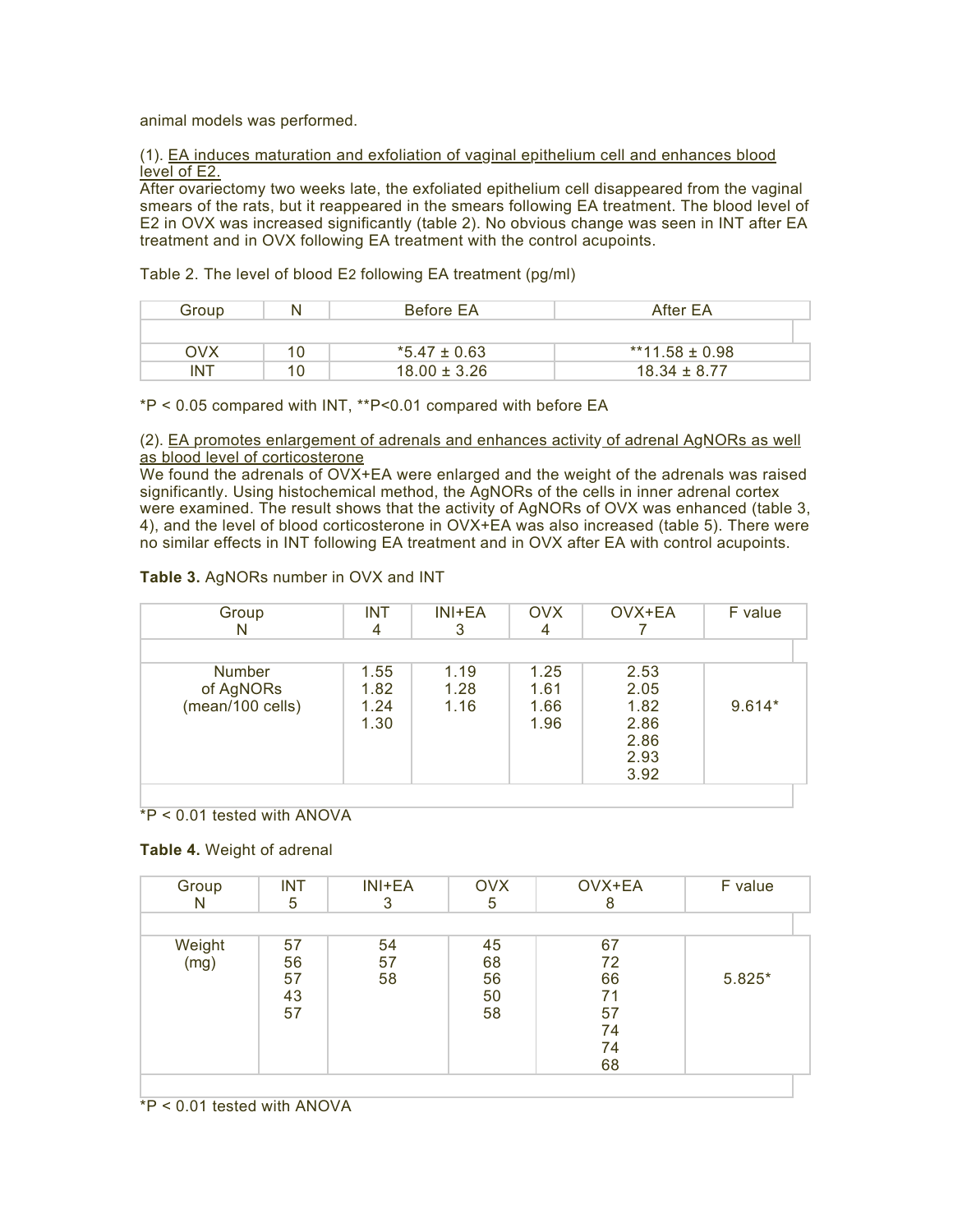animal models was performed.

(1). <u>EA induces maturation and exfoliation of vaginal epithelium cell and enhances blood level of E2.</u>
After ovariectomy two weeks late, the exfoliated epithelium cell disappeared from the vaginal smears of the rats, but it reappeared in the smears following EA treatment. The blood level of E2 in OVX was increased significantly (table 2). No obvious change was seen in INT after EA treatment and in OVX following EA treatment with the control acupoints.

Table 2. The level of blood $E_2$ following EA treatment (pg/ml)

| Group | N | Before EA | After EA |
|---|---|---|---|
| OVX | 10 | *5.47 ± 0.63 | **11.58 ± 0.98 |
| INT | 10 | 18.00 ± 3.26 | 18.34 ± 8.77 |

*P < 0.05 compared with INT, **P<0.01 compared with before EA

(2). <u>EA promotes enlargement of adrenals and enhances activity of adrenal AgNORs as well as blood level of corticosterone</u>
We found the adrenals of OVX+EA were enlarged and the weight of the adrenals was raised significantly. Using histochemical method, the AgNORs of the cells in inner adrenal cortex were examined. The result shows that the activity of AgNORs of OVX was enhanced (table 3, 4), and the level of blood corticosterone in OVX+EA was also increased (table 5). There were no similar effects in INT following EA treatment and in OVX after EA with control acupoints.

**Table 3.** AgNORs number in OVX and INT

| Group<br>N | INT<br>4 | INI+EA<br>3 | OVX<br>4 | OVX+EA<br>7 | F value |
|---|---|---|---|---|---|
| Number of AgNORs (mean/100 cells) | 1.55<br>1.82<br>1.24<br>1.30 | 1.19<br>1.28<br>1.16 | 1.25<br>1.61<br>1.66<br>1.96 | 2.53<br>2.05<br>1.82<br>2.86<br>2.86<br>2.93<br>3.92 | 9.614* |

*P < 0.01 tested with ANOVA

**Table 4.** Weight of adrenal

| Group<br>N | INT<br>5 | INI+EA<br>3 | OVX<br>5 | OVX+EA<br>8 | F value |
|---|---|---|---|---|---|
| Weight (mg) | 57<br>56<br>57<br>43<br>57 | 54<br>57<br>58 | 45<br>68<br>56<br>50<br>58 | 67<br>72<br>66<br>71<br>57<br>74<br>74<br>68 | 5.825* |

*P < 0.01 tested with ANOVA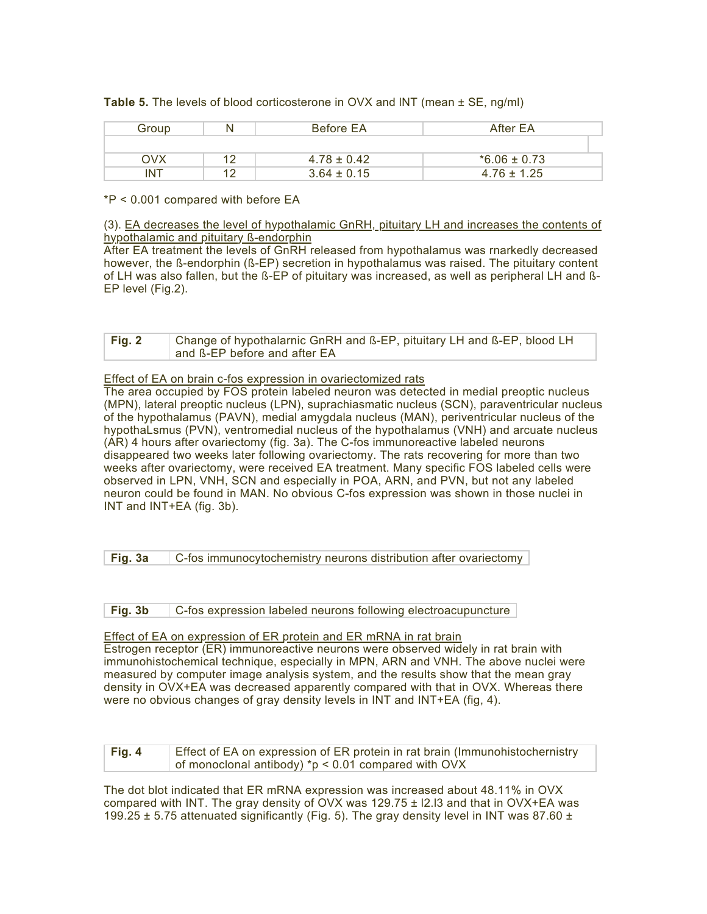**Table 5.** The levels of blood corticosterone in OVX and INT (mean ± SE, ng/ml)

| Group | N | Before EA | After EA |
|---|---|---|---|
| OVX | 12 | 4.78 ± 0.42 | *6.06 ± 0.73 |
| INT | 12 | 3.64 ± 0.15 | 4.76 ± 1.25 |

*P < 0.001 compared with before EA

(3). EA decreases the level of hypothalamic GnRH, pituitary LH and increases the contents of hypothalamic and pituitary ß-endorphin

After EA treatment the levels of GnRH released from hypothalamus was rnarkedly decreased however, the ß-endorphin (ß-EP) secretion in hypothalamus was raised. The pituitary content of LH was also fallen, but the ß-EP of pituitary was increased, as well as peripheral LH and ß-EP level (Fig.2).

| **Fig. 2** | Change of hypothalarnic GnRH and ß-EP, pituitary LH and ß-EP, blood LH and ß-EP before and after EA |
|---|---|

Effect of EA on brain c-fos expression in ovariectomized rats

The area occupied by FOS protein labeled neuron was detected in medial preoptic nucleus (MPN), lateral preoptic nucleus (LPN), suprachiasmatic nucleus (SCN), paraventricular nucleus of the hypothalamus (PAVN), medial amygdala nucleus (MAN), periventricular nucleus of the hypothaLsmus (PVN), ventromedial nucleus of the hypothalamus (VNH) and arcuate nucleus (AR) 4 hours after ovariectomy (fig. 3a). The C-fos immunoreactive labeled neurons disappeared two weeks later following ovariectomy. The rats recovering for more than two weeks after ovariectomy, were received EA treatment. Many specific FOS labeled cells were observed in LPN, VNH, SCN and especially in POA, ARN, and PVN, but not any labeled neuron could be found in MAN. No obvious C-fos expression was shown in those nuclei in INT and INT+EA (fig. 3b).

| **Fig. 3a** | C-fos immunocytochemistry neurons distribution after ovariectomy |
|---|---|

| **Fig. 3b** | C-fos expression labeled neurons following electroacupuncture |
|---|---|

Effect of EA on expression of ER protein and ER mRNA in rat brain

Estrogen receptor (ER) immunoreactive neurons were observed widely in rat brain with immunohistochemical technique, especially in MPN, ARN and VNH. The above nuclei were measured by computer image analysis system, and the results show that the mean gray density in OVX+EA was decreased apparently compared with that in OVX. Whereas there were no obvious changes of gray density levels in INT and INT+EA (fig, 4).

| **Fig. 4** | Effect of EA on expression of ER protein in rat brain (Immunohistochernistry of monoclonal antibody) *p < 0.01 compared with OVX |
|---|---|

The dot blot indicated that ER mRNA expression was increased about 48.11% in OVX compared with INT. The gray density of OVX was 129.75 ± l2.l3 and that in OVX+EA was 199.25 ± 5.75 attenuated significantly (Fig. 5). The gray density level in INT was 87.60 ±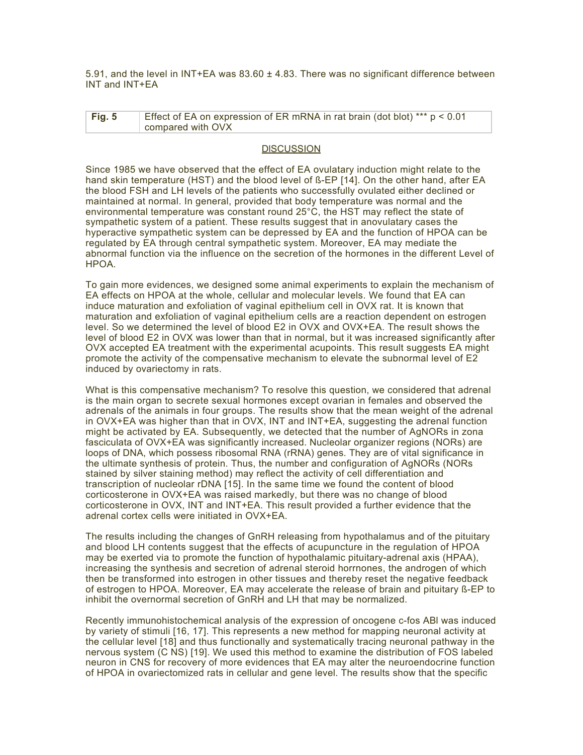5.91, and the level in INT+EA was 83.60 ± 4.83. There was no significant difference between INT and INT+EA

| **Fig. 5** | Effect of EA on expression of ER mRNA in rat brain (dot blot) *** $p < 0.01$ compared with OVX |
|---|---|

## DISCUSSION

Since 1985 we have observed that the effect of EA ovulatary induction might relate to the hand skin temperature (HST) and the blood level of ß-EP [14]. On the other hand, after EA the blood FSH and LH levels of the patients who successfully ovulated either declined or maintained at normal. In general, provided that body temperature was normal and the environmental temperature was constant round 25°C, the HST may reflect the state of sympathetic system of a patient. These results suggest that in anovulatary cases the hyperactive sympathetic system can be depressed by EA and the function of HPOA can be regulated by EA through central sympathetic system. Moreover, EA may mediate the abnormal function via the influence on the secretion of the hormones in the different Level of HPOA.

To gain more evidences, we designed some animal experiments to explain the mechanism of EA effects on HPOA at the whole, cellular and molecular levels. We found that EA can induce maturation and exfoliation of vaginal epithelium cell in OVX rat. It is known that maturation and exfoliation of vaginal epithelium cells are a reaction dependent on estrogen level. So we determined the level of blood E2 in OVX and OVX+EA. The result shows the level of blood E2 in OVX was lower than that in normal, but it was increased significantly after OVX accepted EA treatment with the experimental acupoints. This result suggests EA might promote the activity of the compensative mechanism to elevate the subnormal level of E2 induced by ovariectomy in rats.

What is this compensative mechanism? To resolve this question, we considered that adrenal is the main organ to secrete sexual hormones except ovarian in females and observed the adrenals of the animals in four groups. The results show that the mean weight of the adrenal in OVX+EA was higher than that in OVX, INT and INT+EA, suggesting the adrenal function might be activated by EA. Subsequently, we detected that the number of AgNORs in zona fasciculata of OVX+EA was significantly increased. Nucleolar organizer regions (NORs) are loops of DNA, which possess ribosomal RNA (rRNA) genes. They are of vital significance in the ultimate synthesis of protein. Thus, the number and configuration of AgNORs (NORs stained by silver staining method) may reflect the activity of cell differentiation and transcription of nucleolar rDNA [15]. In the same time we found the content of blood corticosterone in OVX+EA was raised markedly, but there was no change of blood corticosterone in OVX, INT and INT+EA. This result provided a further evidence that the adrenal cortex cells were initiated in OVX+EA.

The results including the changes of GnRH releasing from hypothalamus and of the pituitary and blood LH contents suggest that the effects of acupuncture in the regulation of HPOA may be exerted via to promote the function of hypothalamic pituitary-adrenal axis (HPAA), increasing the synthesis and secretion of adrenal steroid horrnones, the androgen of which then be transformed into estrogen in other tissues and thereby reset the negative feedback of estrogen to HPOA. Moreover, EA may accelerate the release of brain and pituitary ß-EP to inhibit the overnormal secretion of GnRH and LH that may be normalized.

Recently immunohistochemical analysis of the expression of oncogene c-fos ABl was induced by variety of stimuli [16, 17]. This represents a new method for mapping neuronal activity at the cellular level [18] and thus functionally and systematically tracing neuronal pathway in the nervous system (C NS) [19]. We used this method to examine the distribution of FOS labeled neuron in CNS for recovery of more evidences that EA may alter the neuroendocrine function of HPOA in ovariectomized rats in cellular and gene level. The results show that the specific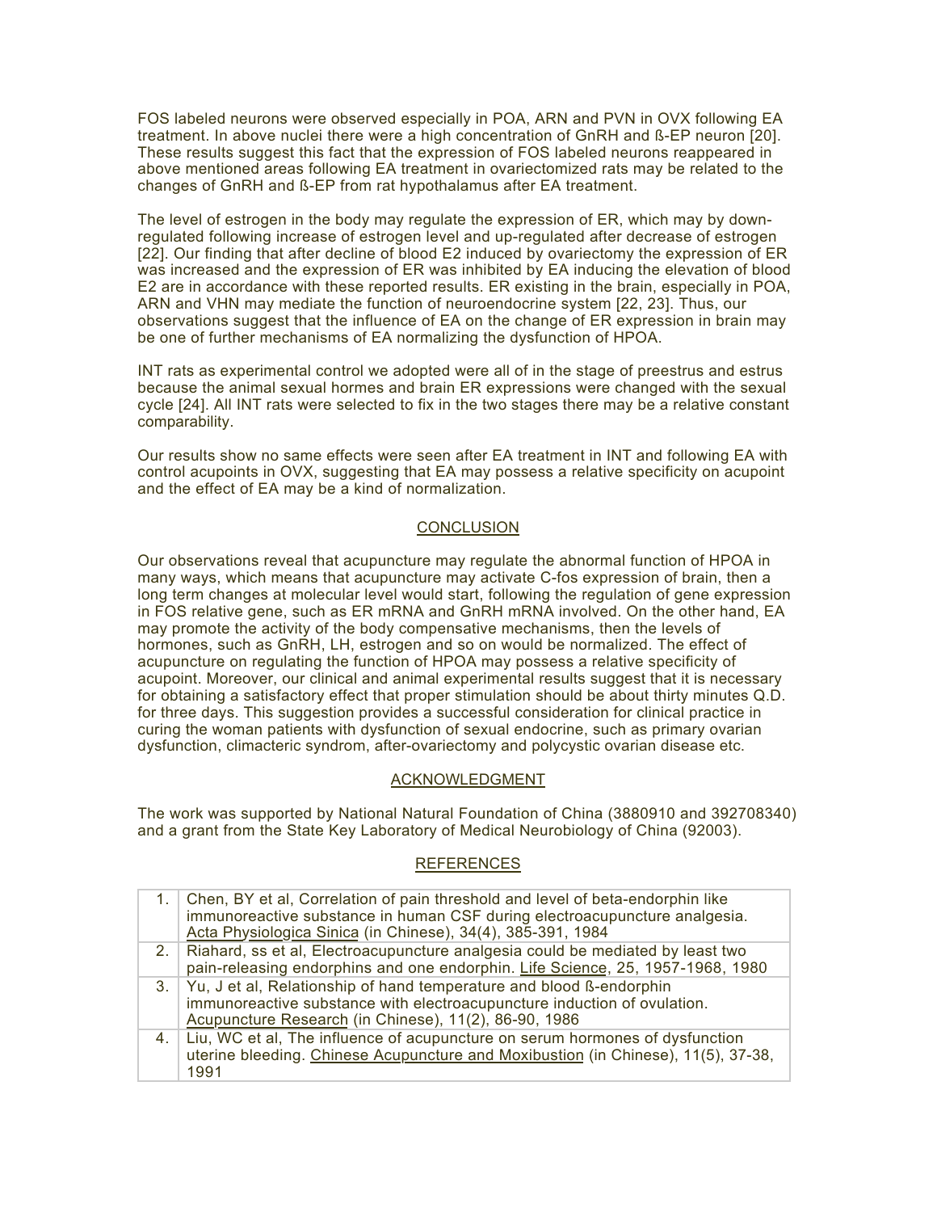FOS labeled neurons were observed especially in POA, ARN and PVN in OVX following EA treatment. In above nuclei there were a high concentration of GnRH and ß-EP neuron [20]. These results suggest this fact that the expression of FOS labeled neurons reappeared in above mentioned areas following EA treatment in ovariectomized rats may be related to the changes of GnRH and ß-EP from rat hypothalamus after EA treatment.

The level of estrogen in the body may regulate the expression of ER, which may by down-regulated following increase of estrogen level and up-regulated after decrease of estrogen [22]. Our finding that after decline of blood E2 induced by ovariectomy the expression of ER was increased and the expression of ER was inhibited by EA inducing the elevation of blood E2 are in accordance with these reported results. ER existing in the brain, especially in POA, ARN and VHN may mediate the function of neuroendocrine system [22, 23]. Thus, our observations suggest that the influence of EA on the change of ER expression in brain may be one of further mechanisms of EA normalizing the dysfunction of HPOA.

INT rats as experimental control we adopted were all of in the stage of preestrus and estrus because the animal sexual hormes and brain ER expressions were changed with the sexual cycle [24]. All INT rats were selected to fix in the two stages there may be a relative constant comparability.

Our results show no same effects were seen after EA treatment in INT and following EA with control acupoints in OVX, suggesting that EA may possess a relative specificity on acupoint and the effect of EA may be a kind of normalization.

## CONCLUSION

Our observations reveal that acupuncture may regulate the abnormal function of HPOA in many ways, which means that acupuncture may activate C-fos expression of brain, then a long term changes at molecular level would start, following the regulation of gene expression in FOS relative gene, such as ER mRNA and GnRH mRNA involved. On the other hand, EA may promote the activity of the body compensative mechanisms, then the levels of hormones, such as GnRH, LH, estrogen and so on would be normalized. The effect of acupuncture on regulating the function of HPOA may possess a relative specificity of acupoint. Moreover, our clinical and animal experimental results suggest that it is necessary for obtaining a satisfactory effect that proper stimulation should be about thirty minutes Q.D. for three days. This suggestion provides a successful consideration for clinical practice in curing the woman patients with dysfunction of sexual endocrine, such as primary ovarian dysfunction, climacteric syndrom, after-ovariectomy and polycystic ovarian disease etc.

## ACKNOWLEDGMENT

The work was supported by National Natural Foundation of China (3880910 and 392708340) and a grant from the State Key Laboratory of Medical Neurobiology of China (92003).

## REFERENCES

| | |
|---|---|
| 1. | Chen, BY et al, Correlation of pain threshold and level of beta-endorphin like immunoreactive substance in human CSF during electroacupuncture analgesia. Acta Physiologica Sinica (in Chinese), 34(4), 385-391, 1984 |
| 2. | Riahard, ss et al, Electroacupuncture analgesia could be mediated by least two pain-releasing endorphins and one endorphin. Life Science, 25, 1957-1968, 1980 |
| 3. | Yu, J et al, Relationship of hand temperature and blood ß-endorphin immunoreactive substance with electroacupuncture induction of ovulation. Acupuncture Research (in Chinese), 11(2), 86-90, 1986 |
| 4. | Liu, WC et al, The influence of acupuncture on serum hormones of dysfunction uterine bleeding. Chinese Acupuncture and Moxibustion (in Chinese), 11(5), 37-38, 1991 |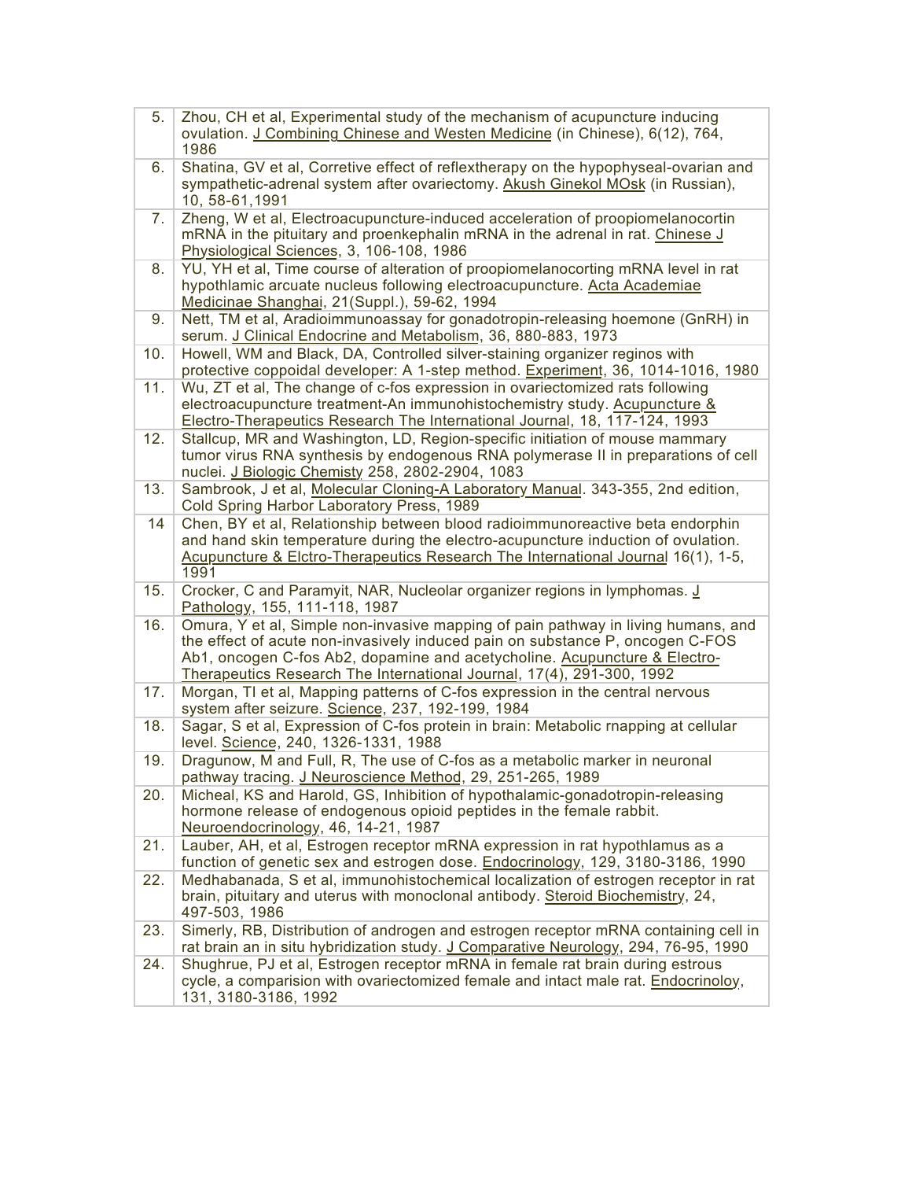| | |
|---|---|
| 5. | Zhou, CH et al, Experimental study of the mechanism of acupuncture inducing ovulation. J Combining Chinese and Westen Medicine (in Chinese), 6(12), 764, 1986 |
| 6. | Shatina, GV et al, Corretive effect of reflextherapy on the hypophyseal-ovarian and sympathetic-adrenal system after ovariectomy. Akush Ginekol MOsk (in Russian), 10, 58-61,1991 |
| 7. | Zheng, W et al, Electroacupuncture-induced acceleration of proopiomelanocortin mRNA in the pituitary and proenkephalin mRNA in the adrenal in rat. Chinese J Physiological Sciences, 3, 106-108, 1986 |
| 8. | YU, YH et al, Time course of alteration of proopiomelanocorting mRNA level in rat hypothlamic arcuate nucleus following electroacupuncture. Acta Academiae Medicinae Shanghai, 21(Suppl.), 59-62, 1994 |
| 9. | Nett, TM et al, Aradioimmunoassay for gonadotropin-releasing hoemone (GnRH) in serum. J Clinical Endocrine and Metabolism, 36, 880-883, 1973 |
| 10. | Howell, WM and Black, DA, Controlled silver-staining organizer reginos with protective coppoidal developer: A 1-step method. Experiment, 36, 1014-1016, 1980 |
| 11. | Wu, ZT et al, The change of c-fos expression in ovariectomized rats following electroacupuncture treatment-An immunohistochemistry study. Acupuncture & Electro-Therapeutics Research The International Journal, 18, 117-124, 1993 |
| 12. | Stallcup, MR and Washington, LD, Region-specific initiation of mouse mammary tumor virus RNA synthesis by endogenous RNA polymerase II in preparations of cell nuclei. J Biologic Chemisty 258, 2802-2904, 1083 |
| 13. | Sambrook, J et al, Molecular Cloning-A Laboratory Manual. 343-355, 2nd edition, Cold Spring Harbor Laboratory Press, 1989 |
| 14 | Chen, BY et al, Relationship between blood radioimmunoreactive beta endorphin and hand skin temperature during the electro-acupuncture induction of ovulation. Acupuncture & Elctro-Therapeutics Research The International Journal 16(1), 1-5, 1991 |
| 15. | Crocker, C and Paramyit, NAR, Nucleolar organizer regions in lymphomas. J Pathology, 155, 111-118, 1987 |
| 16. | Omura, Y et al, Simple non-invasive mapping of pain pathway in living humans, and the effect of acute non-invasively induced pain on substance P, oncogen C-FOS Ab1, oncogen C-fos Ab2, dopamine and acetycholine. Acupuncture & Electro-Therapeutics Research The International Journal, 17(4), 291-300, 1992 |
| 17. | Morgan, TI et al, Mapping patterns of C-fos expression in the central nervous system after seizure. Science, 237, 192-199, 1984 |
| 18. | Sagar, S et al, Expression of C-fos protein in brain: Metabolic rnapping at cellular level. Science, 240, 1326-1331, 1988 |
| 19. | Dragunow, M and Full, R, The use of C-fos as a metabolic marker in neuronal pathway tracing. J Neuroscience Method, 29, 251-265, 1989 |
| 20. | Micheal, KS and Harold, GS, Inhibition of hypothalamic-gonadotropin-releasing hormone release of endogenous opioid peptides in the female rabbit. Neuroendocrinology, 46, 14-21, 1987 |
| 21. | Lauber, AH, et al, Estrogen receptor mRNA expression in rat hypothlamus as a function of genetic sex and estrogen dose. Endocrinology, 129, 3180-3186, 1990 |
| 22. | Medhabanada, S et al, immunohistochemical localization of estrogen receptor in rat brain, pituitary and uterus with monoclonal antibody. Steroid Biochemistry, 24, 497-503, 1986 |
| 23. | Simerly, RB, Distribution of androgen and estrogen receptor mRNA containing cell in rat brain an in situ hybridization study. J Comparative Neurology, 294, 76-95, 1990 |
| 24. | Shughrue, PJ et al, Estrogen receptor mRNA in female rat brain during estrous cycle, a comparision with ovariectomized female and intact male rat. Endocrinoloy, 131, 3180-3186, 1992 |